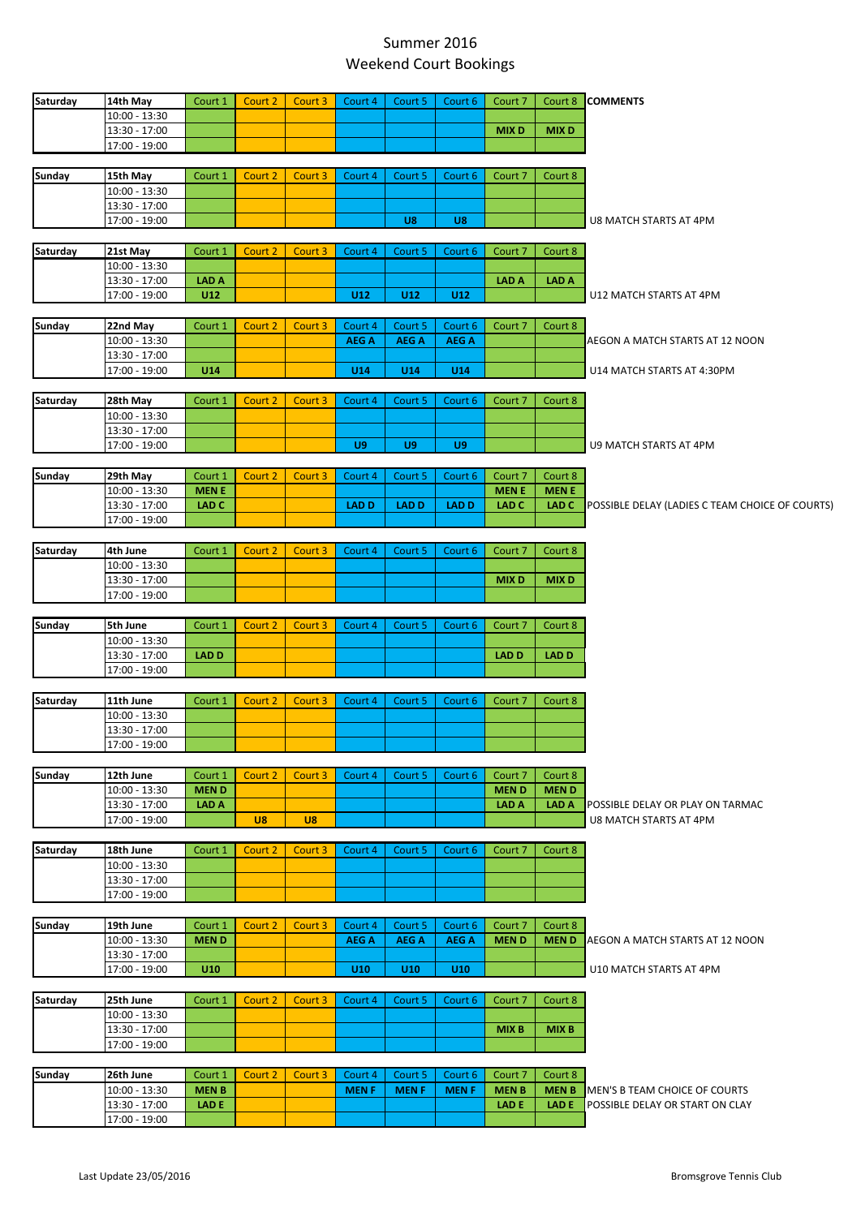# Summer 2016
# Weekend Court Bookings

| Saturday | 14th May | Court 1 | Court 2 | Court 3 | Court 4 | Court 5 | Court 6 | Court 7 | Court 8 | COMMENTS |
|---|---|---|---|---|---|---|---|---|---|---|
| | 10:00 - 13:30 | | | | | | | | | |
| | 13:30 - 17:00 | | | | | | | MIX D | MIX D | |
| | 17:00 - 19:00 | | | | | | | | | |

| Sunday | 15th May | Court 1 | Court 2 | Court 3 | Court 4 | Court 5 | Court 6 | Court 7 | Court 8 | |
|---|---|---|---|---|---|---|---|---|---|---|
| | 10:00 - 13:30 | | | | | | | | | |
| | 13:30 - 17:00 | | | | | | | | | |
| | 17:00 - 19:00 | | | | | U8 | U8 | | | U8 MATCH STARTS AT 4PM |

| Saturday | 21st May | Court 1 | Court 2 | Court 3 | Court 4 | Court 5 | Court 6 | Court 7 | Court 8 | |
|---|---|---|---|---|---|---|---|---|---|---|
| | 10:00 - 13:30 | | | | | | | | | |
| | 13:30 - 17:00 | LAD A | | | | | | LAD A | LAD A | |
| | 17:00 - 19:00 | U12 | | | U12 | U12 | U12 | | | U12 MATCH STARTS AT 4PM |

| Sunday | 22nd May | Court 1 | Court 2 | Court 3 | Court 4 | Court 5 | Court 6 | Court 7 | Court 8 | |
|---|---|---|---|---|---|---|---|---|---|---|
| | 10:00 - 13:30 | | | | AEG A | AEG A | AEG A | | | AEGON A MATCH STARTS AT 12 NOON |
| | 13:30 - 17:00 | | | | | | | | | |
| | 17:00 - 19:00 | U14 | | | U14 | U14 | U14 | | | U14 MATCH STARTS AT 4:30PM |

| Saturday | 28th May | Court 1 | Court 2 | Court 3 | Court 4 | Court 5 | Court 6 | Court 7 | Court 8 | |
|---|---|---|---|---|---|---|---|---|---|---|
| | 10:00 - 13:30 | | | | | | | | | |
| | 13:30 - 17:00 | | | | | | | | | |
| | 17:00 - 19:00 | | | | U9 | U9 | U9 | | | U9 MATCH STARTS AT 4PM |

| Sunday | 29th May | Court 1 | Court 2 | Court 3 | Court 4 | Court 5 | Court 6 | Court 7 | Court 8 | |
|---|---|---|---|---|---|---|---|---|---|---|
| | 10:00 - 13:30 | MEN E | | | | | | MEN E | MEN E | |
| | 13:30 - 17:00 | LAD C | | | LAD D | LAD D | LAD D | LAD C | LAD C | POSSIBLE DELAY (LADIES C TEAM CHOICE OF COURTS) |
| | 17:00 - 19:00 | | | | | | | | | |

| Saturday | 4th June | Court 1 | Court 2 | Court 3 | Court 4 | Court 5 | Court 6 | Court 7 | Court 8 | |
|---|---|---|---|---|---|---|---|---|---|---|
| | 10:00 - 13:30 | | | | | | | | | |
| | 13:30 - 17:00 | | | | | | | MIX D | MIX D | |
| | 17:00 - 19:00 | | | | | | | | | |

| Sunday | 5th June | Court 1 | Court 2 | Court 3 | Court 4 | Court 5 | Court 6 | Court 7 | Court 8 | |
|---|---|---|---|---|---|---|---|---|---|---|
| | 10:00 - 13:30 | | | | | | | | | |
| | 13:30 - 17:00 | LAD D | | | | | | LAD D | LAD D | |
| | 17:00 - 19:00 | | | | | | | | | |

| Saturday | 11th June | Court 1 | Court 2 | Court 3 | Court 4 | Court 5 | Court 6 | Court 7 | Court 8 | |
|---|---|---|---|---|---|---|---|---|---|---|
| | 10:00 - 13:30 | | | | | | | | | |
| | 13:30 - 17:00 | | | | | | | | | |
| | 17:00 - 19:00 | | | | | | | | | |

| Sunday | 12th June | Court 1 | Court 2 | Court 3 | Court 4 | Court 5 | Court 6 | Court 7 | Court 8 | |
|---|---|---|---|---|---|---|---|---|---|---|
| | 10:00 - 13:30 | MEN D | | | | | | MEN D | MEN D | |
| | 13:30 - 17:00 | LAD A | | | | | | LAD A | LAD A | POSSIBLE DELAY OR PLAY ON TARMAC |
| | 17:00 - 19:00 | | U8 | U8 | | | | | | U8 MATCH STARTS AT 4PM |

| Saturday | 18th June | Court 1 | Court 2 | Court 3 | Court 4 | Court 5 | Court 6 | Court 7 | Court 8 | |
|---|---|---|---|---|---|---|---|---|---|---|
| | 10:00 - 13:30 | | | | | | | | | |
| | 13:30 - 17:00 | | | | | | | | | |
| | 17:00 - 19:00 | | | | | | | | | |

| Sunday | 19th June | Court 1 | Court 2 | Court 3 | Court 4 | Court 5 | Court 6 | Court 7 | Court 8 | |
|---|---|---|---|---|---|---|---|---|---|---|
| | 10:00 - 13:30 | MEN D | | | AEG A | AEG A | AEG A | MEN D | MEN D | AEGON A MATCH STARTS AT 12 NOON |
| | 13:30 - 17:00 | | | | | | | | | |
| | 17:00 - 19:00 | U10 | | | U10 | U10 | U10 | | | U10 MATCH STARTS AT 4PM |

| Saturday | 25th June | Court 1 | Court 2 | Court 3 | Court 4 | Court 5 | Court 6 | Court 7 | Court 8 | |
|---|---|---|---|---|---|---|---|---|---|---|
| | 10:00 - 13:30 | | | | | | | | | |
| | 13:30 - 17:00 | | | | | | | MIX B | MIX B | |
| | 17:00 - 19:00 | | | | | | | | | |

| Sunday | 26th June | Court 1 | Court 2 | Court 3 | Court 4 | Court 5 | Court 6 | Court 7 | Court 8 | |
|---|---|---|---|---|---|---|---|---|---|---|
| | 10:00 - 13:30 | MEN B | | | MEN F | MEN F | MEN F | MEN B | MEN B | MEN'S B TEAM CHOICE OF COURTS |
| | 13:30 - 17:00 | LAD E | | | | | | LAD E | LAD E | POSSIBLE DELAY OR START ON CLAY |
| | 17:00 - 19:00 | | | | | | | | | |

Last Update 23/05/2016

Bromsgrove Tennis Club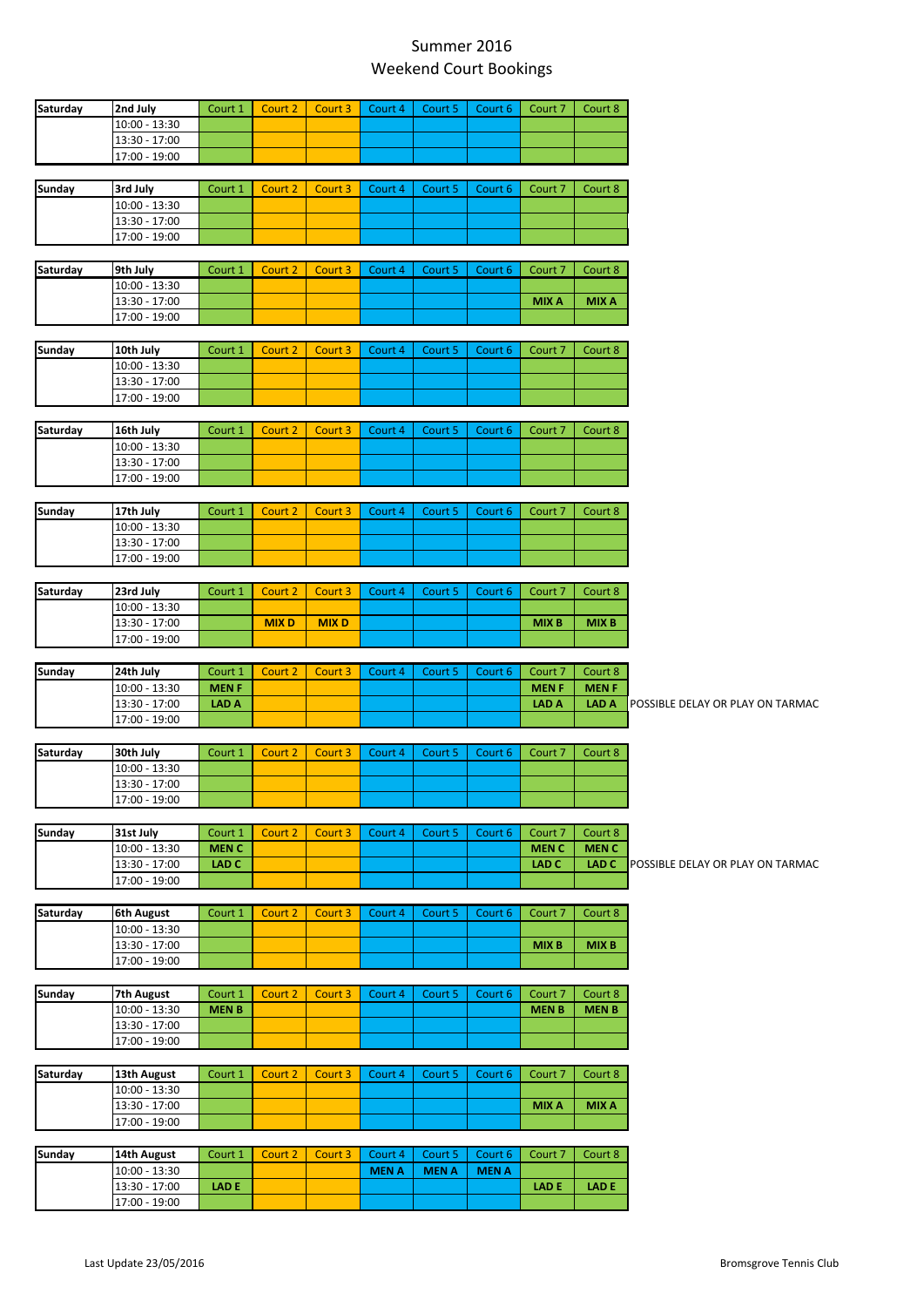# Summer 2016
# Weekend Court Bookings

| Saturday | 2nd July | Court 1 | Court 2 | Court 3 | Court 4 | Court 5 | Court 6 | Court 7 | Court 8 |
|---|---|---|---|---|---|---|---|---|---|
| | 10:00 - 13:30 | | | | | | | | |
| | 13:30 - 17:00 | | | | | | | | |
| | 17:00 - 19:00 | | | | | | | | |

| Sunday | 3rd July | Court 1 | Court 2 | Court 3 | Court 4 | Court 5 | Court 6 | Court 7 | Court 8 |
|---|---|---|---|---|---|---|---|---|---|
| | 10:00 - 13:30 | | | | | | | | |
| | 13:30 - 17:00 | | | | | | | | |
| | 17:00 - 19:00 | | | | | | | | |

| Saturday | 9th July | Court 1 | Court 2 | Court 3 | Court 4 | Court 5 | Court 6 | Court 7 | Court 8 |
|---|---|---|---|---|---|---|---|---|---|
| | 10:00 - 13:30 | | | | | | | | |
| | 13:30 - 17:00 | | | | | | | **MIX A** | **MIX A** |
| | 17:00 - 19:00 | | | | | | | | |

| Sunday | 10th July | Court 1 | Court 2 | Court 3 | Court 4 | Court 5 | Court 6 | Court 7 | Court 8 |
|---|---|---|---|---|---|---|---|---|---|
| | 10:00 - 13:30 | | | | | | | | |
| | 13:30 - 17:00 | | | | | | | | |
| | 17:00 - 19:00 | | | | | | | | |

| Saturday | 16th July | Court 1 | Court 2 | Court 3 | Court 4 | Court 5 | Court 6 | Court 7 | Court 8 |
|---|---|---|---|---|---|---|---|---|---|
| | 10:00 - 13:30 | | | | | | | | |
| | 13:30 - 17:00 | | | | | | | | |
| | 17:00 - 19:00 | | | | | | | | |

| Sunday | 17th July | Court 1 | Court 2 | Court 3 | Court 4 | Court 5 | Court 6 | Court 7 | Court 8 |
|---|---|---|---|---|---|---|---|---|---|
| | 10:00 - 13:30 | | | | | | | | |
| | 13:30 - 17:00 | | | | | | | | |
| | 17:00 - 19:00 | | | | | | | | |

| Saturday | 23rd July | Court 1 | Court 2 | Court 3 | Court 4 | Court 5 | Court 6 | Court 7 | Court 8 |
|---|---|---|---|---|---|---|---|---|---|
| | 10:00 - 13:30 | | | | | | | | |
| | 13:30 - 17:00 | | **MIX D** | **MIX D** | | | | **MIX B** | **MIX B** |
| | 17:00 - 19:00 | | | | | | | | |

| Sunday | 24th July | Court 1 | Court 2 | Court 3 | Court 4 | Court 5 | Court 6 | Court 7 | Court 8 | |
|---|---|---|---|---|---|---|---|---|---|---|
| | 10:00 - 13:30 | **MEN F** | | | | | | **MEN F** | **MEN F** | |
| | 13:30 - 17:00 | **LAD A** | | | | | | **LAD A** | **LAD A** | POSSIBLE DELAY OR PLAY ON TARMAC |
| | 17:00 - 19:00 | | | | | | | | | |

| Saturday | 30th July | Court 1 | Court 2 | Court 3 | Court 4 | Court 5 | Court 6 | Court 7 | Court 8 |
|---|---|---|---|---|---|---|---|---|---|
| | 10:00 - 13:30 | | | | | | | | |
| | 13:30 - 17:00 | | | | | | | | |
| | 17:00 - 19:00 | | | | | | | | |

| Sunday | 31st July | Court 1 | Court 2 | Court 3 | Court 4 | Court 5 | Court 6 | Court 7 | Court 8 | |
|---|---|---|---|---|---|---|---|---|---|---|
| | 10:00 - 13:30 | **MEN C** | | | | | | **MEN C** | **MEN C** | |
| | 13:30 - 17:00 | **LAD C** | | | | | | **LAD C** | **LAD C** | POSSIBLE DELAY OR PLAY ON TARMAC |
| | 17:00 - 19:00 | | | | | | | | | |

| Saturday | 6th August | Court 1 | Court 2 | Court 3 | Court 4 | Court 5 | Court 6 | Court 7 | Court 8 |
|---|---|---|---|---|---|---|---|---|---|
| | 10:00 - 13:30 | | | | | | | | |
| | 13:30 - 17:00 | | | | | | | **MIX B** | **MIX B** |
| | 17:00 - 19:00 | | | | | | | | |

| Sunday | 7th August | Court 1 | Court 2 | Court 3 | Court 4 | Court 5 | Court 6 | Court 7 | Court 8 |
|---|---|---|---|---|---|---|---|---|---|
| | 10:00 - 13:30 | **MEN B** | | | | | | **MEN B** | **MEN B** |
| | 13:30 - 17:00 | | | | | | | | |
| | 17:00 - 19:00 | | | | | | | | |

| Saturday | 13th August | Court 1 | Court 2 | Court 3 | Court 4 | Court 5 | Court 6 | Court 7 | Court 8 |
|---|---|---|---|---|---|---|---|---|---|
| | 10:00 - 13:30 | | | | | | | | |
| | 13:30 - 17:00 | | | | | | | **MIX A** | **MIX A** |
| | 17:00 - 19:00 | | | | | | | | |

| Sunday | 14th August | Court 1 | Court 2 | Court 3 | Court 4 | Court 5 | Court 6 | Court 7 | Court 8 |
|---|---|---|---|---|---|---|---|---|---|
| | 10:00 - 13:30 | | | | **MEN A** | **MEN A** | **MEN A** | | |
| | 13:30 - 17:00 | **LAD E** | | | | | | **LAD E** | **LAD E** |
| | 17:00 - 19:00 | | | | | | | | |

Last Update 23/05/2016

Bromsgrove Tennis Club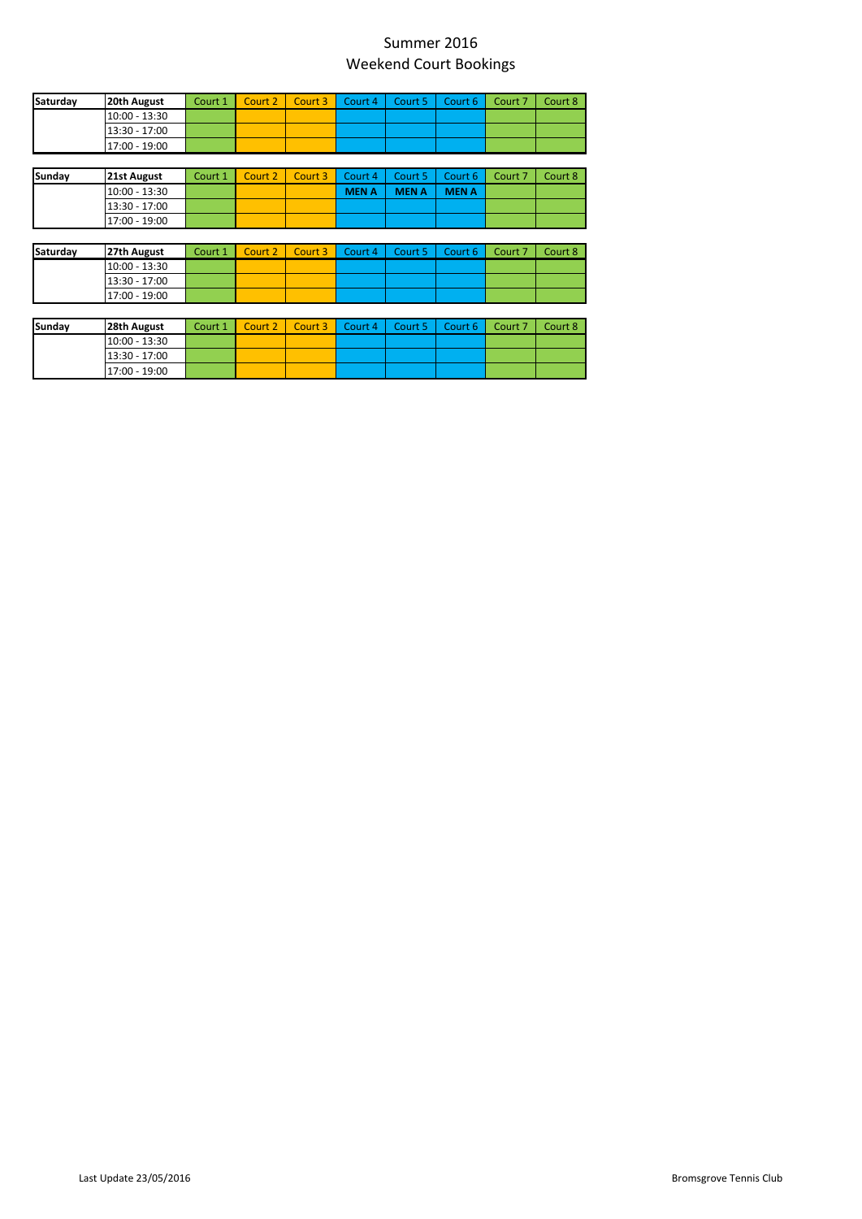# Summer 2016
# Weekend Court Bookings

| Saturday | 20th August | Court 1 | Court 2 | Court 3 | Court 4 | Court 5 | Court 6 | Court 7 | Court 8 |
|---|---|---|---|---|---|---|---|---|---|
| | 10:00 - 13:30 | | | | | | | | |
| | 13:30 - 17:00 | | | | | | | | |
| | 17:00 - 19:00 | | | | | | | | |

| Sunday | 21st August | Court 1 | Court 2 | Court 3 | Court 4 | Court 5 | Court 6 | Court 7 | Court 8 |
|---|---|---|---|---|---|---|---|---|---|
| | 10:00 - 13:30 | | | | **MEN A** | **MEN A** | **MEN A** | | |
| | 13:30 - 17:00 | | | | | | | | |
| | 17:00 - 19:00 | | | | | | | | |

| Saturday | 27th August | Court 1 | Court 2 | Court 3 | Court 4 | Court 5 | Court 6 | Court 7 | Court 8 |
|---|---|---|---|---|---|---|---|---|---|
| | 10:00 - 13:30 | | | | | | | | |
| | 13:30 - 17:00 | | | | | | | | |
| | 17:00 - 19:00 | | | | | | | | |

| Sunday | 28th August | Court 1 | Court 2 | Court 3 | Court 4 | Court 5 | Court 6 | Court 7 | Court 8 |
|---|---|---|---|---|---|---|---|---|---|
| | 10:00 - 13:30 | | | | | | | | |
| | 13:30 - 17:00 | | | | | | | | |
| | 17:00 - 19:00 | | | | | | | | |

Last Update 23/05/2016

Bromsgrove Tennis Club